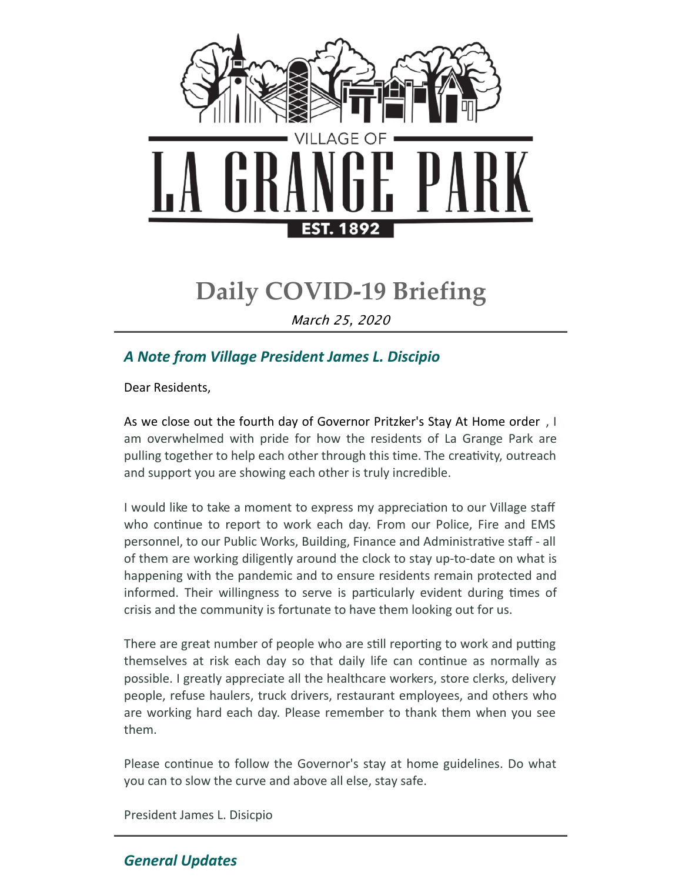VILLAGE OF

LA GRANGE PARK

EST. 1892

# Daily COVID-19 Briefing

*March 25, 2020*

---

## *A Note from Village President James L. Discipio*

Dear Residents,

As we close out the fourth day of Governor Pritzker's Stay At Home order , I am overwhelmed with pride for how the residents of La Grange Park are pulling together to help each other through this time. The creativity, outreach and support you are showing each other is truly incredible.

I would like to take a moment to express my appreciation to our Village staff who continue to report to work each day. From our Police, Fire and EMS personnel, to our Public Works, Building, Finance and Administrative staff - all of them are working diligently around the clock to stay up-to-date on what is happening with the pandemic and to ensure residents remain protected and informed. Their willingness to serve is particularly evident during times of crisis and the community is fortunate to have them looking out for us.

There are great number of people who are still reporting to work and putting themselves at risk each day so that daily life can continue as normally as possible. I greatly appreciate all the healthcare workers, store clerks, delivery people, refuse haulers, truck drivers, restaurant employees, and others who are working hard each day. Please remember to thank them when you see them.

Please continue to follow the Governor's stay at home guidelines. Do what you can to slow the curve and above all else, stay safe.

President James L. Disicpio

---

## *General Updates*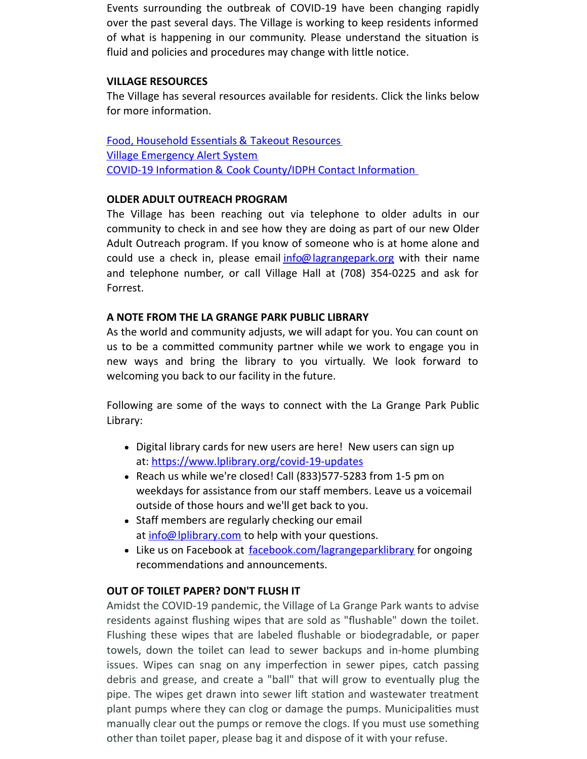Events surrounding the outbreak of COVID-19 have been changing rapidly over the past several days. The Village is working to keep residents informed of what is happening in our community. Please understand the situation is fluid and policies and procedures may change with little notice.

**VILLAGE RESOURCES**

The Village has several resources available for residents. Click the links below for more information.

Food, Household Essentials & Takeout Resources
Village Emergency Alert System
COVID-19 Information & Cook County/IDPH Contact Information

**OLDER ADULT OUTREACH PROGRAM**

The Village has been reaching out via telephone to older adults in our community to check in and see how they are doing as part of our new Older Adult Outreach program. If you know of someone who is at home alone and could use a check in, please email info@lagrangepark.org with their name and telephone number, or call Village Hall at (708) 354-0225 and ask for Forrest.

**A NOTE FROM THE LA GRANGE PARK PUBLIC LIBRARY**

As the world and community adjusts, we will adapt for you. You can count on us to be a committed community partner while we work to engage you in new ways and bring the library to you virtually. We look forward to welcoming you back to our facility in the future.

Following are some of the ways to connect with the La Grange Park Public Library:

- Digital library cards for new users are here! New users can sign up at: https://www.lplibrary.org/covid-19-updates
- Reach us while we're closed! Call (833)577-5283 from 1-5 pm on weekdays for assistance from our staff members. Leave us a voicemail outside of those hours and we'll get back to you.
- Staff members are regularly checking our email at info@lplibrary.com to help with your questions.
- Like us on Facebook at facebook.com/lagrangeparklibrary for ongoing recommendations and announcements.

**OUT OF TOILET PAPER? DON'T FLUSH IT**

Amidst the COVID-19 pandemic, the Village of La Grange Park wants to advise residents against flushing wipes that are sold as "flushable" down the toilet. Flushing these wipes that are labeled flushable or biodegradable, or paper towels, down the toilet can lead to sewer backups and in-home plumbing issues. Wipes can snag on any imperfection in sewer pipes, catch passing debris and grease, and create a "ball" that will grow to eventually plug the pipe. The wipes get drawn into sewer lift station and wastewater treatment plant pumps where they can clog or damage the pumps. Municipalities must manually clear out the pumps or remove the clogs. If you must use something other than toilet paper, please bag it and dispose of it with your refuse.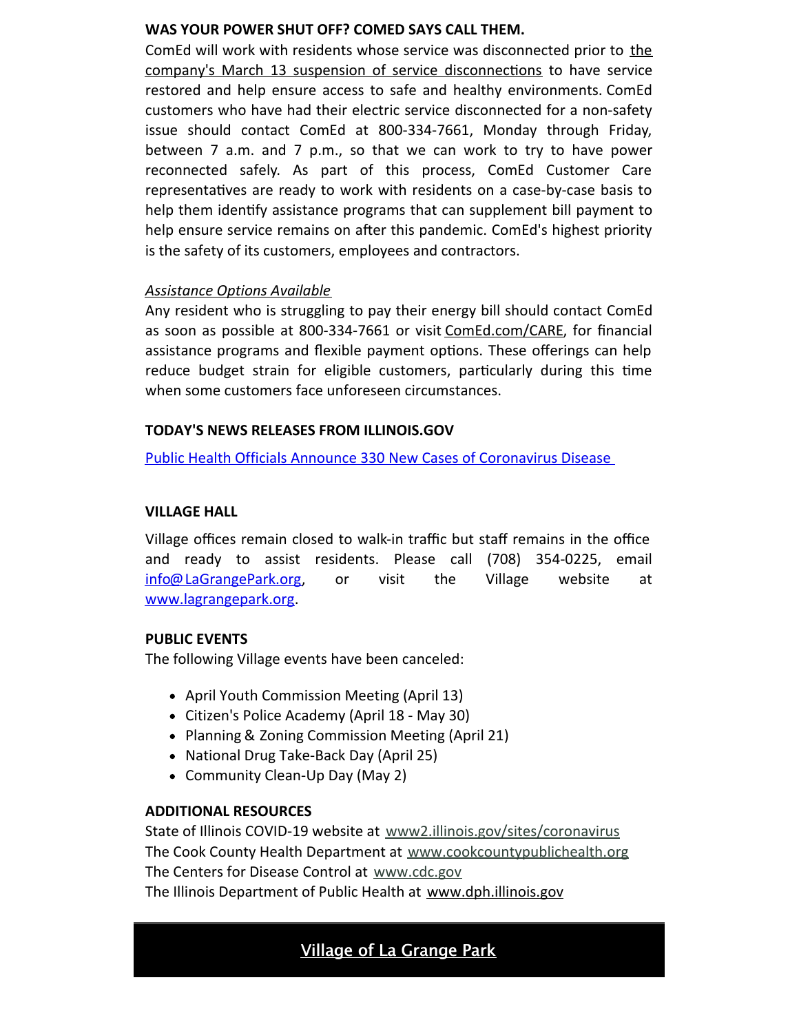**WAS YOUR POWER SHUT OFF? COMED SAYS CALL THEM.**

ComEd will work with residents whose service was disconnected prior to the company's March 13 suspension of service disconnections to have service restored and help ensure access to safe and healthy environments. ComEd customers who have had their electric service disconnected for a non-safety issue should contact ComEd at 800-334-7661, Monday through Friday, between 7 a.m. and 7 p.m., so that we can work to try to have power reconnected safely. As part of this process, ComEd Customer Care representatives are ready to work with residents on a case-by-case basis to help them identify assistance programs that can supplement bill payment to help ensure service remains on after this pandemic. ComEd's highest priority is the safety of its customers, employees and contractors.

*Assistance Options Available*

Any resident who is struggling to pay their energy bill should contact ComEd as soon as possible at 800-334-7661 or visit ComEd.com/CARE, for financial assistance programs and flexible payment options. These offerings can help reduce budget strain for eligible customers, particularly during this time when some customers face unforeseen circumstances.

**TODAY'S NEWS RELEASES FROM ILLINOIS.GOV**

Public Health Officials Announce 330 New Cases of Coronavirus Disease

**VILLAGE HALL**

Village offices remain closed to walk-in traffic but staff remains in the office and ready to assist residents. Please call (708) 354-0225, email info@LaGrangePark.org, or visit the Village website at www.lagrangepark.org.

**PUBLIC EVENTS**

The following Village events have been canceled:

- April Youth Commission Meeting (April 13)
- Citizen's Police Academy (April 18 - May 30)
- Planning & Zoning Commission Meeting (April 21)
- National Drug Take-Back Day (April 25)
- Community Clean-Up Day (May 2)

**ADDITIONAL RESOURCES**

State of Illinois COVID-19 website at www2.illinois.gov/sites/coronavirus
The Cook County Health Department at www.cookcountypublichealth.org
The Centers for Disease Control at www.cdc.gov
The Illinois Department of Public Health at www.dph.illinois.gov

Village of La Grange Park